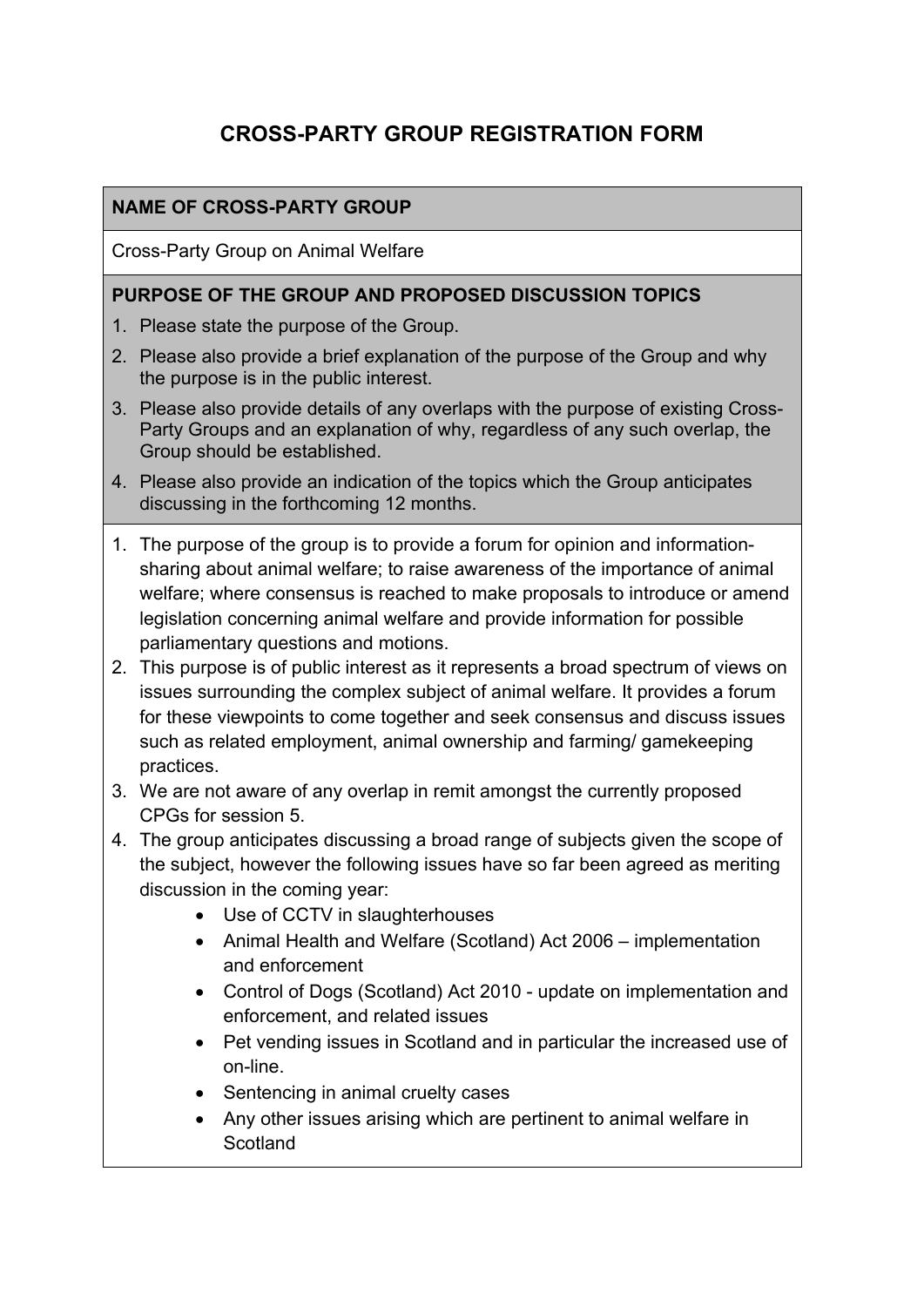# CROSS-PARTY GROUP REGISTRATION FORM

## NAME OF CROSS-PARTY GROUP

Cross-Party Group on Animal Welfare

## PURPOSE OF THE GROUP AND PROPOSED DISCUSSION TOPICS

1. Please state the purpose of the Group.
2. Please also provide a brief explanation of the purpose of the Group and why the purpose is in the public interest.
3. Please also provide details of any overlaps with the purpose of existing Cross-Party Groups and an explanation of why, regardless of any such overlap, the Group should be established.
4. Please also provide an indication of the topics which the Group anticipates discussing in the forthcoming 12 months.

---

1. The purpose of the group is to provide a forum for opinion and information-sharing about animal welfare; to raise awareness of the importance of animal welfare; where consensus is reached to make proposals to introduce or amend legislation concerning animal welfare and provide information for possible parliamentary questions and motions.
2. This purpose is of public interest as it represents a broad spectrum of views on issues surrounding the complex subject of animal welfare. It provides a forum for these viewpoints to come together and seek consensus and discuss issues such as related employment, animal ownership and farming/ gamekeeping practices.
3. We are not aware of any overlap in remit amongst the currently proposed CPGs for session 5.
4. The group anticipates discussing a broad range of subjects given the scope of the subject, however the following issues have so far been agreed as meriting discussion in the coming year:
    - Use of CCTV in slaughterhouses
    - Animal Health and Welfare (Scotland) Act 2006 – implementation and enforcement
    - Control of Dogs (Scotland) Act 2010 - update on implementation and enforcement, and related issues
    - Pet vending issues in Scotland and in particular the increased use of on-line.
    - Sentencing in animal cruelty cases
    - Any other issues arising which are pertinent to animal welfare in Scotland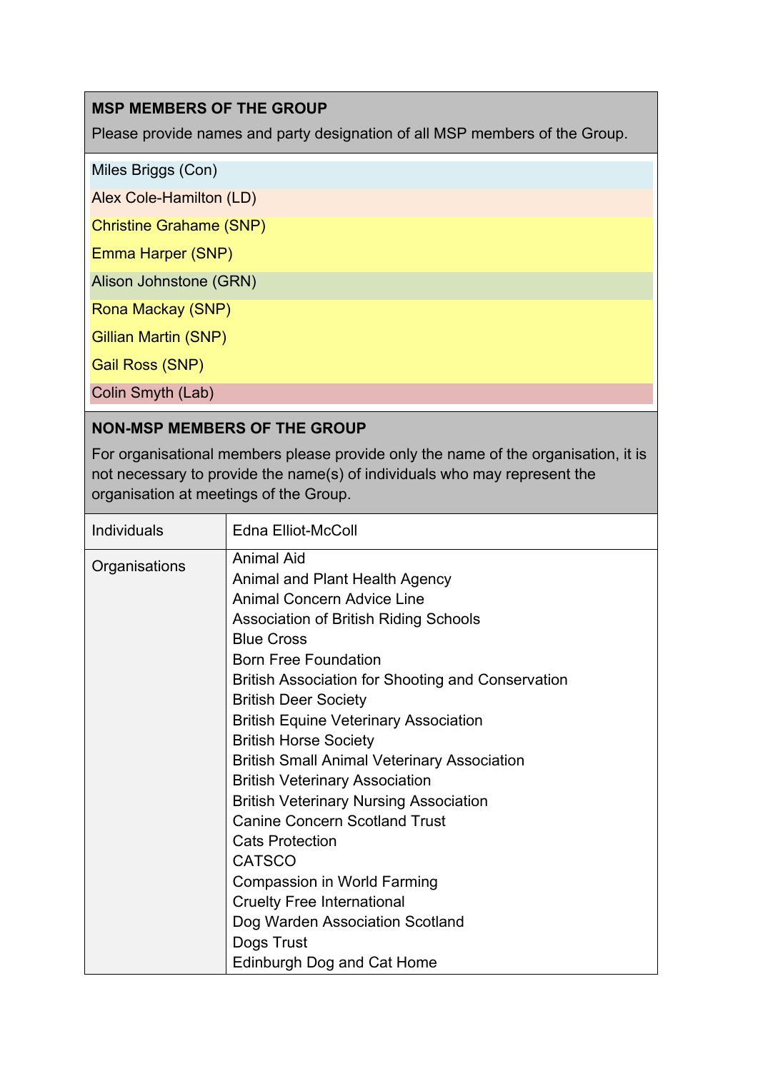| **MSP MEMBERS OF THE GROUP** |
| --- |
| Please provide names and party designation of all MSP members of the Group. |
| Miles Briggs (Con) |
| Alex Cole-Hamilton (LD) |
| Christine Grahame (SNP) |
| Emma Harper (SNP) |
| Alison Johnstone (GRN) |
| Rona Mackay (SNP) |
| Gillian Martin (SNP) |
| Gail Ross (SNP) |
| Colin Smyth (Lab) |

| **NON-MSP MEMBERS OF THE GROUP** | |
| --- | --- |
| For organisational members please provide only the name of the organisation, it is not necessary to provide the name(s) of individuals who may represent the organisation at meetings of the Group. | |
| Individuals | Edna Elliot-McColl |
| Organisations | Animal Aid<br>Animal and Plant Health Agency<br>Animal Concern Advice Line<br>Association of British Riding Schools<br>Blue Cross<br>Born Free Foundation<br>British Association for Shooting and Conservation<br>British Deer Society<br>British Equine Veterinary Association<br>British Horse Society<br>British Small Animal Veterinary Association<br>British Veterinary Association<br>British Veterinary Nursing Association<br>Canine Concern Scotland Trust<br>Cats Protection<br>CATSCO<br>Compassion in World Farming<br>Cruelty Free International<br>Dog Warden Association Scotland<br>Dogs Trust<br>Edinburgh Dog and Cat Home |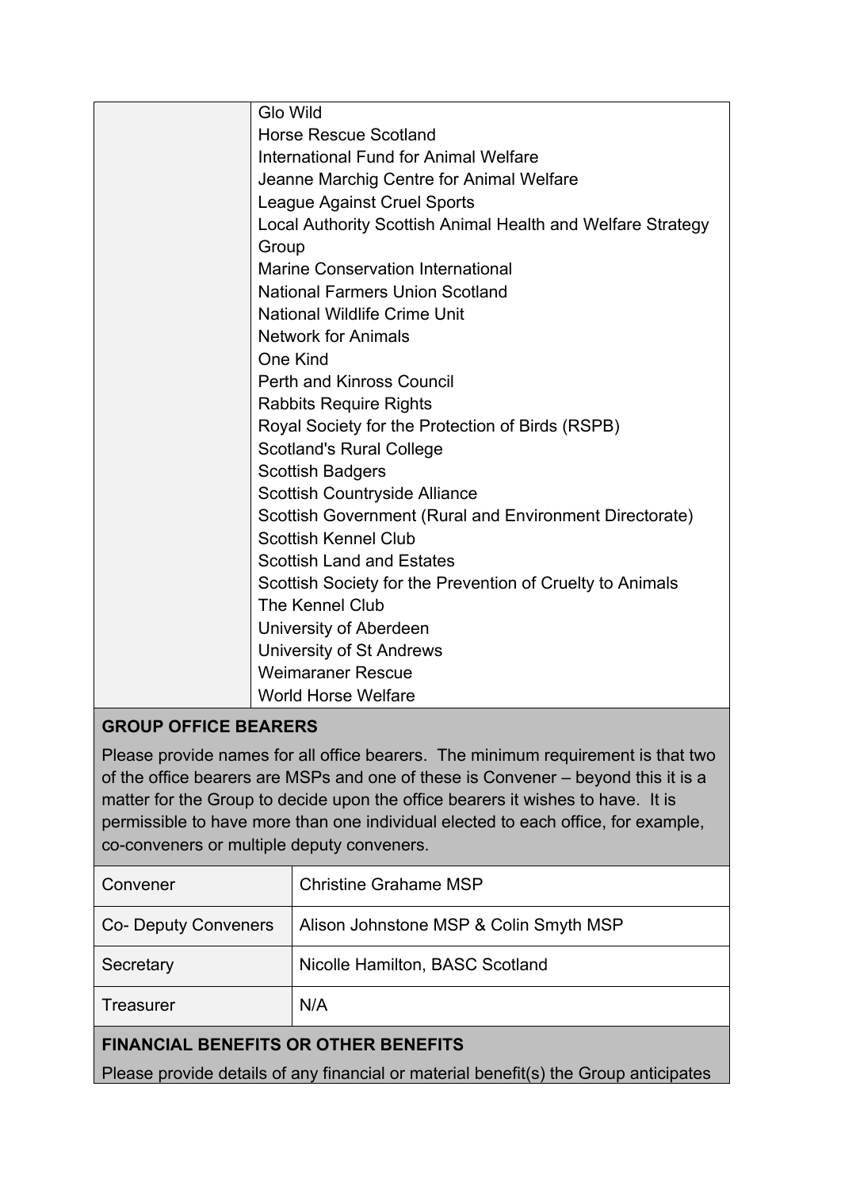| | |
|---|---|
| | Glo Wild<br>Horse Rescue Scotland<br>International Fund for Animal Welfare<br>Jeanne Marchig Centre for Animal Welfare<br>League Against Cruel Sports<br>Local Authority Scottish Animal Health and Welfare Strategy Group<br>Marine Conservation International<br>National Farmers Union Scotland<br>National Wildlife Crime Unit<br>Network for Animals<br>One Kind<br>Perth and Kinross Council<br>Rabbits Require Rights<br>Royal Society for the Protection of Birds (RSPB)<br>Scotland's Rural College<br>Scottish Badgers<br>Scottish Countryside Alliance<br>Scottish Government (Rural and Environment Directorate)<br>Scottish Kennel Club<br>Scottish Land and Estates<br>Scottish Society for the Prevention of Cruelty to Animals<br>The Kennel Club<br>University of Aberdeen<br>University of St Andrews<br>Weimaraner Rescue<br>World Horse Welfare |

**GROUP OFFICE BEARERS**

Please provide names for all office bearers. The minimum requirement is that two of the office bearers are MSPs and one of these is Convener – beyond this it is a matter for the Group to decide upon the office bearers it wishes to have. It is permissible to have more than one individual elected to each office, for example, co-conveners or multiple deputy conveners.

| | |
|---|---|
| Convener | Christine Grahame MSP |
| Co- Deputy Conveners | Alison Johnstone MSP & Colin Smyth MSP |
| Secretary | Nicolle Hamilton, BASC Scotland |
| Treasurer | N/A |

**FINANCIAL BENEFITS OR OTHER BENEFITS**

Please provide details of any financial or material benefit(s) the Group anticipates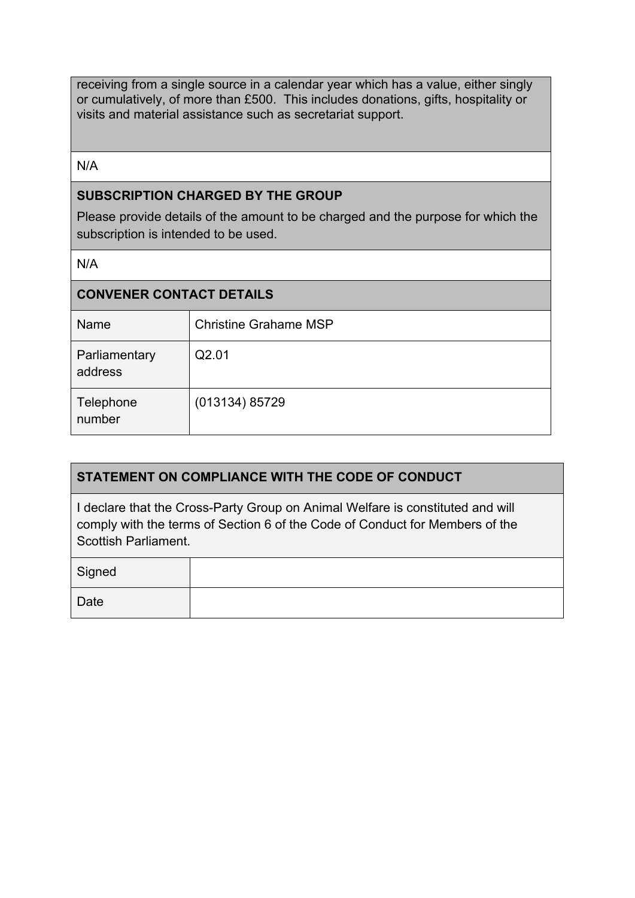receiving from a single source in a calendar year which has a value, either singly or cumulatively, of more than £500. This includes donations, gifts, hospitality or visits and material assistance such as secretariat support.

N/A

**SUBSCRIPTION CHARGED BY THE GROUP**

Please provide details of the amount to be charged and the purpose for which the subscription is intended to be used.

N/A

**CONVENER CONTACT DETAILS**

| | |
|---|---|
| Name | Christine Grahame MSP |
| Parliamentary address | Q2.01 |
| Telephone number | (013134) 85729 |

**STATEMENT ON COMPLIANCE WITH THE CODE OF CONDUCT**

I declare that the Cross-Party Group on Animal Welfare is constituted and will comply with the terms of Section 6 of the Code of Conduct for Members of the Scottish Parliament.

| | |
|---|---|
| Signed | |
| Date | |